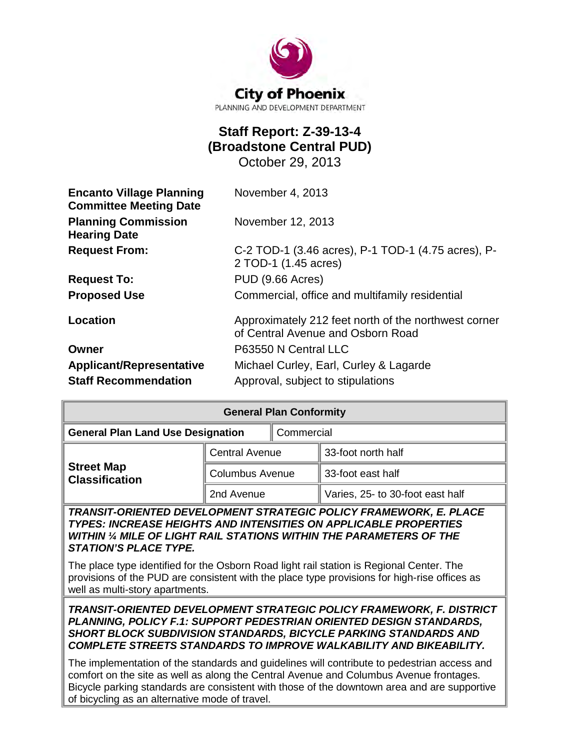City of Phoenix

PLANNING AND DEVELOPMENT DEPARTMENT

# Staff Report: Z-39-13-4 (Broadstone Central PUD)

October 29, 2013

| | |
|---|---|
| **Encanto Village Planning Committee Meeting Date** | November 4, 2013 |
| **Planning Commission Hearing Date** | November 12, 2013 |
| **Request From:** | C-2 TOD-1 (3.46 acres), P-1 TOD-1 (4.75 acres), P-2 TOD-1 (1.45 acres) |
| **Request To:** | PUD (9.66 Acres) |
| **Proposed Use** | Commercial, office and multifamily residential |
| **Location** | Approximately 212 feet north of the northwest corner of Central Avenue and Osborn Road |
| **Owner** | P63550 N Central LLC |
| **Applicant/Representative** | Michael Curley, Earl, Curley & Lagarde |
| **Staff Recommendation** | Approval, subject to stipulations |

| **General Plan Conformity** | | |
|---|---|---|
| **General Plan Land Use Designation** | Commercial | |
| **Street Map Classification** | Central Avenue | 33-foot north half |
| | Columbus Avenue | 33-foot east half |
| | 2nd Avenue | Varies, 25- to 30-foot east half |

***TRANSIT-ORIENTED DEVELOPMENT STRATEGIC POLICY FRAMEWORK, E. PLACE TYPES: INCREASE HEIGHTS AND INTENSITIES ON APPLICABLE PROPERTIES WITHIN ¼ MILE OF LIGHT RAIL STATIONS WITHIN THE PARAMETERS OF THE STATION'S PLACE TYPE.***

The place type identified for the Osborn Road light rail station is Regional Center. The provisions of the PUD are consistent with the place type provisions for high-rise offices as well as multi-story apartments.

***TRANSIT-ORIENTED DEVELOPMENT STRATEGIC POLICY FRAMEWORK, F. DISTRICT PLANNING, POLICY F.1: SUPPORT PEDESTRIAN ORIENTED DESIGN STANDARDS, SHORT BLOCK SUBDIVISION STANDARDS, BICYCLE PARKING STANDARDS AND COMPLETE STREETS STANDARDS TO IMPROVE WALKABILITY AND BIKEABILITY.***

The implementation of the standards and guidelines will contribute to pedestrian access and comfort on the site as well as along the Central Avenue and Columbus Avenue frontages. Bicycle parking standards are consistent with those of the downtown area and are supportive of bicycling as an alternative mode of travel.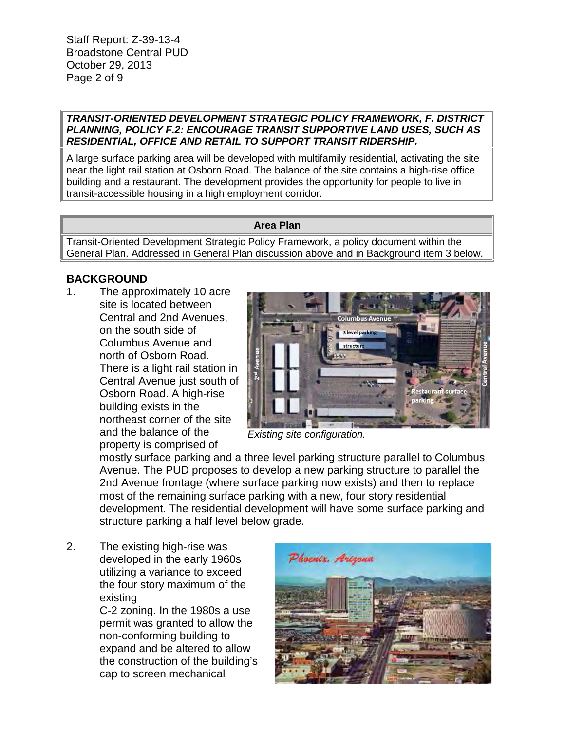**TRANSIT-ORIENTED DEVELOPMENT STRATEGIC POLICY FRAMEWORK, F. DISTRICT PLANNING, POLICY F.2: ENCOURAGE TRANSIT SUPPORTIVE LAND USES, SUCH AS RESIDENTIAL, OFFICE AND RETAIL TO SUPPORT TRANSIT RIDERSHIP.**

A large surface parking area will be developed with multifamily residential, activating the site near the light rail station at Osborn Road. The balance of the site contains a high-rise office building and a restaurant. The development provides the opportunity for people to live in transit-accessible housing in a high employment corridor.

| Area Plan |
| --- |
| Transit-Oriented Development Strategic Policy Framework, a policy document within the General Plan. Addressed in General Plan discussion above and in Background item 3 below. |

## BACKGROUND

1. The approximately 10 acre site is located between Central and 2nd Avenues, on the south side of Columbus Avenue and north of Osborn Road. There is a light rail station in Central Avenue just south of Osborn Road. A high-rise building exists in the northeast corner of the site and the balance of the property is comprised of mostly surface parking and a three level parking structure parallel to Columbus Avenue. The PUD proposes to develop a new parking structure to parallel the 2nd Avenue frontage (where surface parking now exists) and then to replace most of the remaining surface parking with a new, four story residential development. The residential development will have some surface parking and structure parking a half level below grade.

   *Existing site configuration.*

2. The existing high-rise was developed in the early 1960s utilizing a variance to exceed the four story maximum of the existing C-2 zoning. In the 1980s a use permit was granted to allow the non-conforming building to expand and be altered to allow the construction of the building's cap to screen mechanical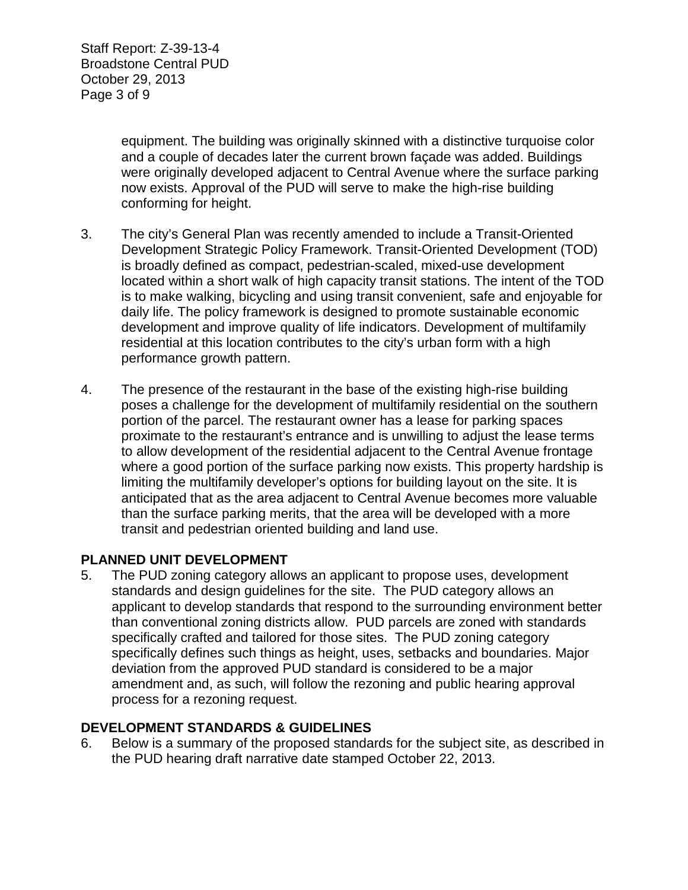equipment. The building was originally skinned with a distinctive turquoise color and a couple of decades later the current brown façade was added. Buildings were originally developed adjacent to Central Avenue where the surface parking now exists. Approval of the PUD will serve to make the high-rise building conforming for height.

3. The city's General Plan was recently amended to include a Transit-Oriented Development Strategic Policy Framework. Transit-Oriented Development (TOD) is broadly defined as compact, pedestrian-scaled, mixed-use development located within a short walk of high capacity transit stations. The intent of the TOD is to make walking, bicycling and using transit convenient, safe and enjoyable for daily life. The policy framework is designed to promote sustainable economic development and improve quality of life indicators. Development of multifamily residential at this location contributes to the city's urban form with a high performance growth pattern.

4. The presence of the restaurant in the base of the existing high-rise building poses a challenge for the development of multifamily residential on the southern portion of the parcel. The restaurant owner has a lease for parking spaces proximate to the restaurant's entrance and is unwilling to adjust the lease terms to allow development of the residential adjacent to the Central Avenue frontage where a good portion of the surface parking now exists. This property hardship is limiting the multifamily developer's options for building layout on the site. It is anticipated that as the area adjacent to Central Avenue becomes more valuable than the surface parking merits, that the area will be developed with a more transit and pedestrian oriented building and land use.

## PLANNED UNIT DEVELOPMENT

5. The PUD zoning category allows an applicant to propose uses, development standards and design guidelines for the site. The PUD category allows an applicant to develop standards that respond to the surrounding environment better than conventional zoning districts allow. PUD parcels are zoned with standards specifically crafted and tailored for those sites. The PUD zoning category specifically defines such things as height, uses, setbacks and boundaries. Major deviation from the approved PUD standard is considered to be a major amendment and, as such, will follow the rezoning and public hearing approval process for a rezoning request.

## DEVELOPMENT STANDARDS & GUIDELINES

6. Below is a summary of the proposed standards for the subject site, as described in the PUD hearing draft narrative date stamped October 22, 2013.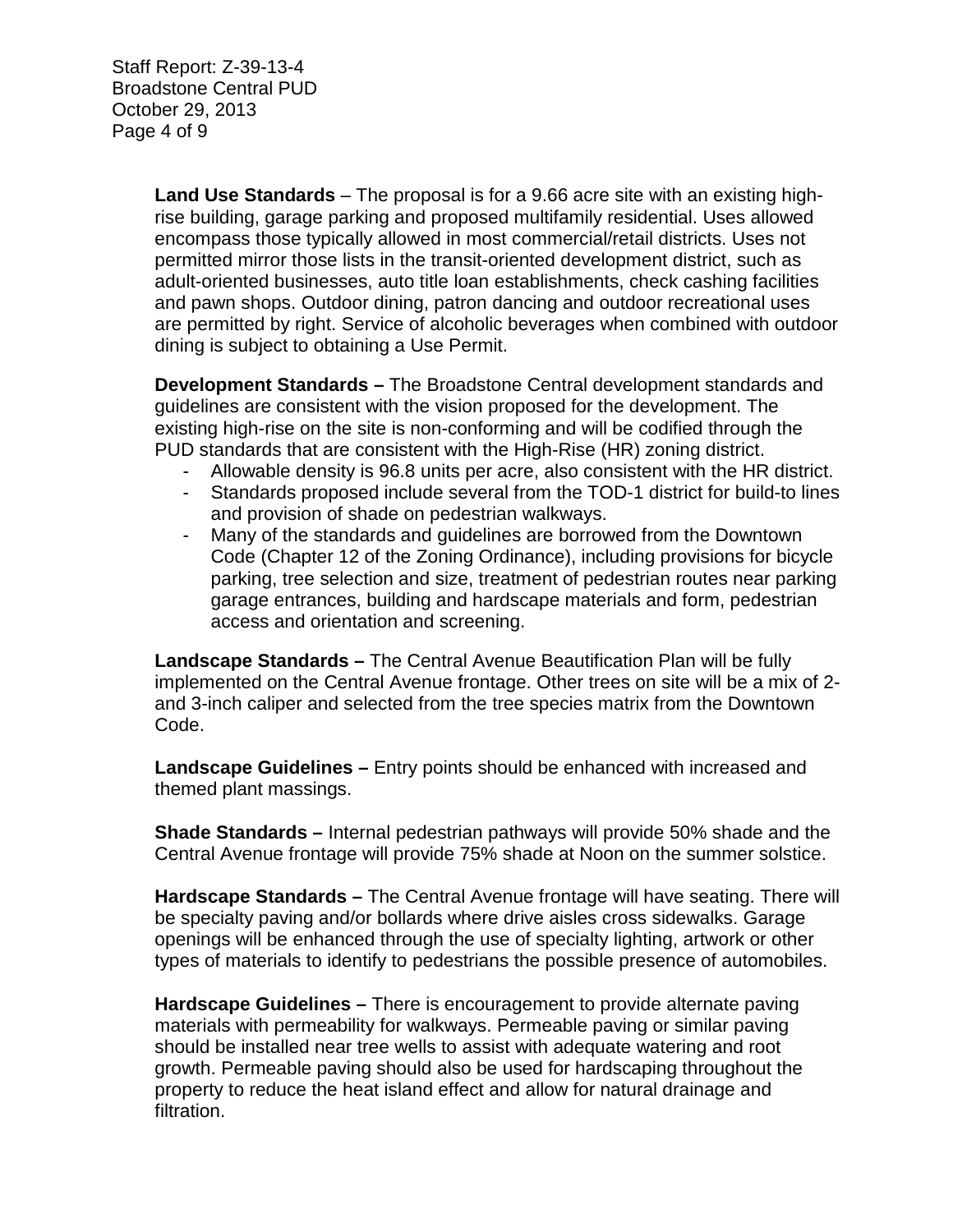**Land Use Standards** – The proposal is for a 9.66 acre site with an existing high-rise building, garage parking and proposed multifamily residential. Uses allowed encompass those typically allowed in most commercial/retail districts. Uses not permitted mirror those lists in the transit-oriented development district, such as adult-oriented businesses, auto title loan establishments, check cashing facilities and pawn shops. Outdoor dining, patron dancing and outdoor recreational uses are permitted by right. Service of alcoholic beverages when combined with outdoor dining is subject to obtaining a Use Permit.

**Development Standards –** The Broadstone Central development standards and guidelines are consistent with the vision proposed for the development. The existing high-rise on the site is non-conforming and will be codified through the PUD standards that are consistent with the High-Rise (HR) zoning district.

- Allowable density is 96.8 units per acre, also consistent with the HR district.
- Standards proposed include several from the TOD-1 district for build-to lines and provision of shade on pedestrian walkways.
- Many of the standards and guidelines are borrowed from the Downtown Code (Chapter 12 of the Zoning Ordinance), including provisions for bicycle parking, tree selection and size, treatment of pedestrian routes near parking garage entrances, building and hardscape materials and form, pedestrian access and orientation and screening.

**Landscape Standards –** The Central Avenue Beautification Plan will be fully implemented on the Central Avenue frontage. Other trees on site will be a mix of 2- and 3-inch caliper and selected from the tree species matrix from the Downtown Code.

**Landscape Guidelines –** Entry points should be enhanced with increased and themed plant massings.

**Shade Standards –** Internal pedestrian pathways will provide 50% shade and the Central Avenue frontage will provide 75% shade at Noon on the summer solstice.

**Hardscape Standards –** The Central Avenue frontage will have seating. There will be specialty paving and/or bollards where drive aisles cross sidewalks. Garage openings will be enhanced through the use of specialty lighting, artwork or other types of materials to identify to pedestrians the possible presence of automobiles.

**Hardscape Guidelines –** There is encouragement to provide alternate paving materials with permeability for walkways. Permeable paving or similar paving should be installed near tree wells to assist with adequate watering and root growth. Permeable paving should also be used for hardscaping throughout the property to reduce the heat island effect and allow for natural drainage and filtration.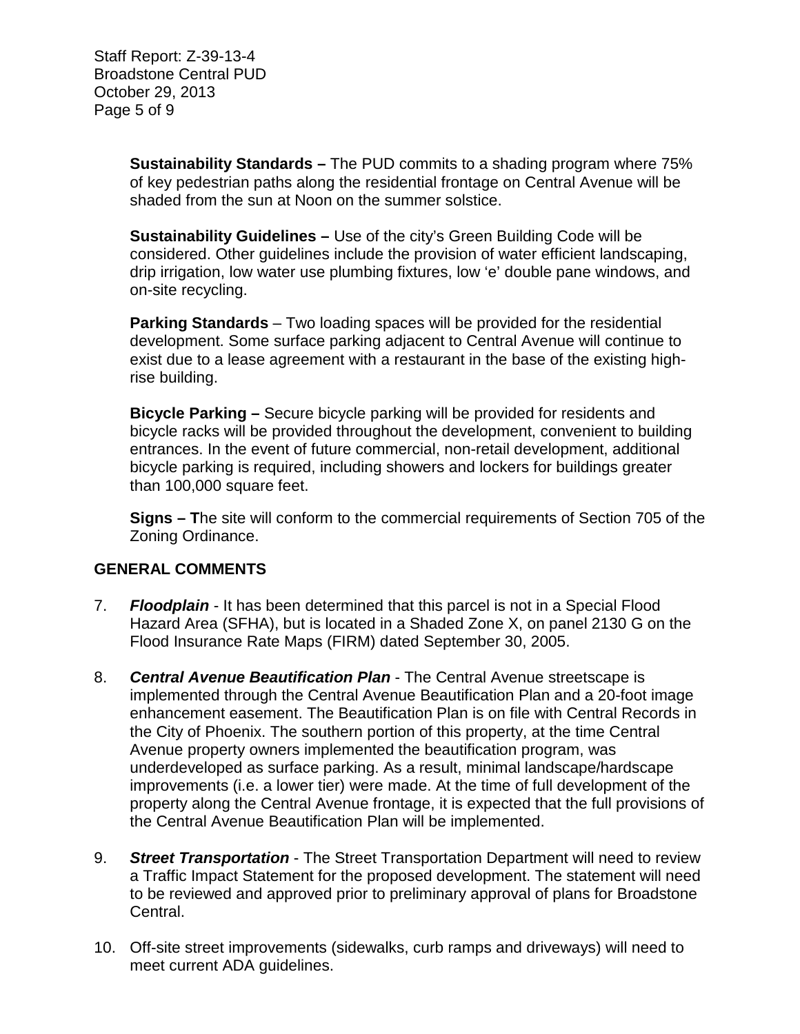**Sustainability Standards –** The PUD commits to a shading program where 75% of key pedestrian paths along the residential frontage on Central Avenue will be shaded from the sun at Noon on the summer solstice.

**Sustainability Guidelines –** Use of the city's Green Building Code will be considered. Other guidelines include the provision of water efficient landscaping, drip irrigation, low water use plumbing fixtures, low 'e' double pane windows, and on-site recycling.

**Parking Standards** – Two loading spaces will be provided for the residential development. Some surface parking adjacent to Central Avenue will continue to exist due to a lease agreement with a restaurant in the base of the existing high-rise building.

**Bicycle Parking –** Secure bicycle parking will be provided for residents and bicycle racks will be provided throughout the development, convenient to building entrances. In the event of future commercial, non-retail development, additional bicycle parking is required, including showers and lockers for buildings greater than 100,000 square feet.

**Signs – T**he site will conform to the commercial requirements of Section 705 of the Zoning Ordinance.

## GENERAL COMMENTS

7. ***Floodplain*** - It has been determined that this parcel is not in a Special Flood Hazard Area (SFHA), but is located in a Shaded Zone X, on panel 2130 G on the Flood Insurance Rate Maps (FIRM) dated September 30, 2005.

8. ***Central Avenue Beautification Plan*** - The Central Avenue streetscape is implemented through the Central Avenue Beautification Plan and a 20-foot image enhancement easement. The Beautification Plan is on file with Central Records in the City of Phoenix. The southern portion of this property, at the time Central Avenue property owners implemented the beautification program, was underdeveloped as surface parking. As a result, minimal landscape/hardscape improvements (i.e. a lower tier) were made. At the time of full development of the property along the Central Avenue frontage, it is expected that the full provisions of the Central Avenue Beautification Plan will be implemented.

9. ***Street Transportation*** - The Street Transportation Department will need to review a Traffic Impact Statement for the proposed development. The statement will need to be reviewed and approved prior to preliminary approval of plans for Broadstone Central.

10. Off-site street improvements (sidewalks, curb ramps and driveways) will need to meet current ADA guidelines.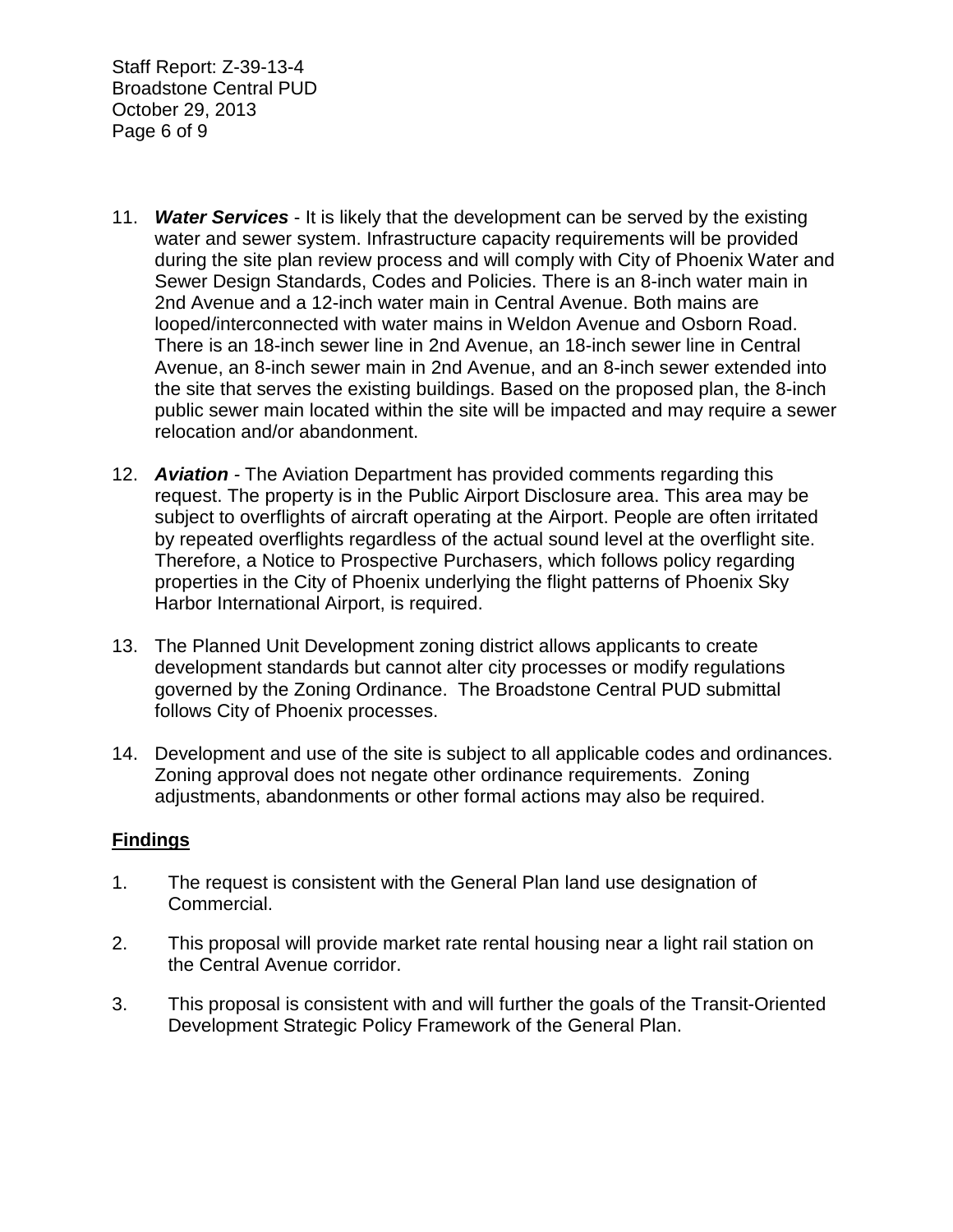11. ***Water Services*** - It is likely that the development can be served by the existing water and sewer system. Infrastructure capacity requirements will be provided during the site plan review process and will comply with City of Phoenix Water and Sewer Design Standards, Codes and Policies. There is an 8-inch water main in 2nd Avenue and a 12-inch water main in Central Avenue. Both mains are looped/interconnected with water mains in Weldon Avenue and Osborn Road. There is an 18-inch sewer line in 2nd Avenue, an 18-inch sewer line in Central Avenue, an 8-inch sewer main in 2nd Avenue, and an 8-inch sewer extended into the site that serves the existing buildings. Based on the proposed plan, the 8-inch public sewer main located within the site will be impacted and may require a sewer relocation and/or abandonment.

12. ***Aviation*** - The Aviation Department has provided comments regarding this request. The property is in the Public Airport Disclosure area. This area may be subject to overflights of aircraft operating at the Airport. People are often irritated by repeated overflights regardless of the actual sound level at the overflight site. Therefore, a Notice to Prospective Purchasers, which follows policy regarding properties in the City of Phoenix underlying the flight patterns of Phoenix Sky Harbor International Airport, is required.

13. The Planned Unit Development zoning district allows applicants to create development standards but cannot alter city processes or modify regulations governed by the Zoning Ordinance. The Broadstone Central PUD submittal follows City of Phoenix processes.

14. Development and use of the site is subject to all applicable codes and ordinances. Zoning approval does not negate other ordinance requirements. Zoning adjustments, abandonments or other formal actions may also be required.

## Findings

1. The request is consistent with the General Plan land use designation of Commercial.

2. This proposal will provide market rate rental housing near a light rail station on the Central Avenue corridor.

3. This proposal is consistent with and will further the goals of the Transit-Oriented Development Strategic Policy Framework of the General Plan.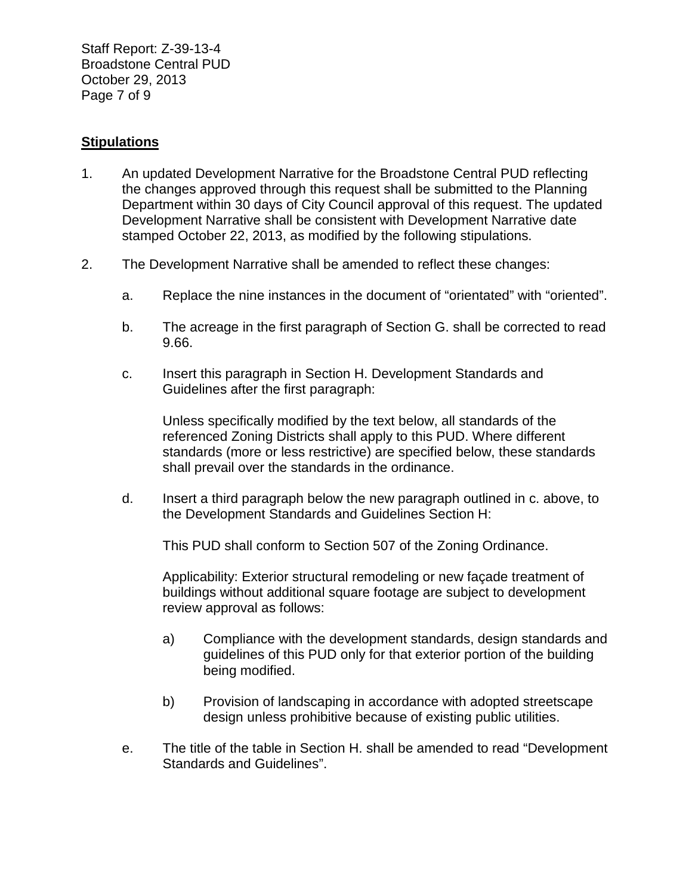**Stipulations**

1. An updated Development Narrative for the Broadstone Central PUD reflecting the changes approved through this request shall be submitted to the Planning Department within 30 days of City Council approval of this request. The updated Development Narrative shall be consistent with Development Narrative date stamped October 22, 2013, as modified by the following stipulations.

2. The Development Narrative shall be amended to reflect these changes:

   a. Replace the nine instances in the document of “orientated” with “oriented”.

   b. The acreage in the first paragraph of Section G. shall be corrected to read 9.66.

   c. Insert this paragraph in Section H. Development Standards and Guidelines after the first paragraph:

      Unless specifically modified by the text below, all standards of the referenced Zoning Districts shall apply to this PUD. Where different standards (more or less restrictive) are specified below, these standards shall prevail over the standards in the ordinance.

   d. Insert a third paragraph below the new paragraph outlined in c. above, to the Development Standards and Guidelines Section H:

      This PUD shall conform to Section 507 of the Zoning Ordinance.

      Applicability: Exterior structural remodeling or new façade treatment of buildings without additional square footage are subject to development review approval as follows:

      a) Compliance with the development standards, design standards and guidelines of this PUD only for that exterior portion of the building being modified.

      b) Provision of landscaping in accordance with adopted streetscape design unless prohibitive because of existing public utilities.

   e. The title of the table in Section H. shall be amended to read “Development Standards and Guidelines”.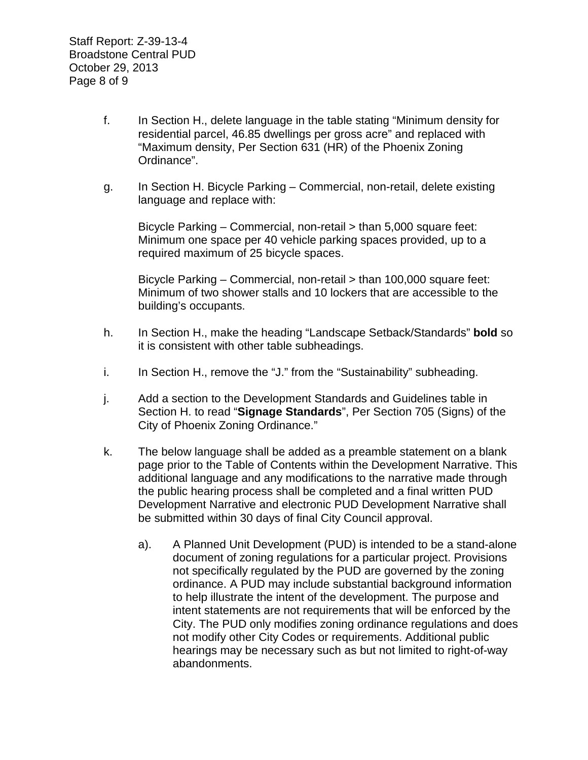f. In Section H., delete language in the table stating "Minimum density for residential parcel, 46.85 dwellings per gross acre" and replaced with "Maximum density, Per Section 631 (HR) of the Phoenix Zoning Ordinance".

g. In Section H. Bicycle Parking – Commercial, non-retail, delete existing language and replace with:

   Bicycle Parking – Commercial, non-retail > than 5,000 square feet: Minimum one space per 40 vehicle parking spaces provided, up to a required maximum of 25 bicycle spaces.

   Bicycle Parking – Commercial, non-retail > than 100,000 square feet: Minimum of two shower stalls and 10 lockers that are accessible to the building's occupants.

h. In Section H., make the heading "Landscape Setback/Standards" **bold** so it is consistent with other table subheadings.

i. In Section H., remove the "J." from the "Sustainability" subheading.

j. Add a section to the Development Standards and Guidelines table in Section H. to read "**Signage Standards**", Per Section 705 (Signs) of the City of Phoenix Zoning Ordinance."

k. The below language shall be added as a preamble statement on a blank page prior to the Table of Contents within the Development Narrative. This additional language and any modifications to the narrative made through the public hearing process shall be completed and a final written PUD Development Narrative and electronic PUD Development Narrative shall be submitted within 30 days of final City Council approval.

   a). A Planned Unit Development (PUD) is intended to be a stand-alone document of zoning regulations for a particular project. Provisions not specifically regulated by the PUD are governed by the zoning ordinance. A PUD may include substantial background information to help illustrate the intent of the development. The purpose and intent statements are not requirements that will be enforced by the City. The PUD only modifies zoning ordinance regulations and does not modify other City Codes or requirements. Additional public hearings may be necessary such as but not limited to right-of-way abandonments.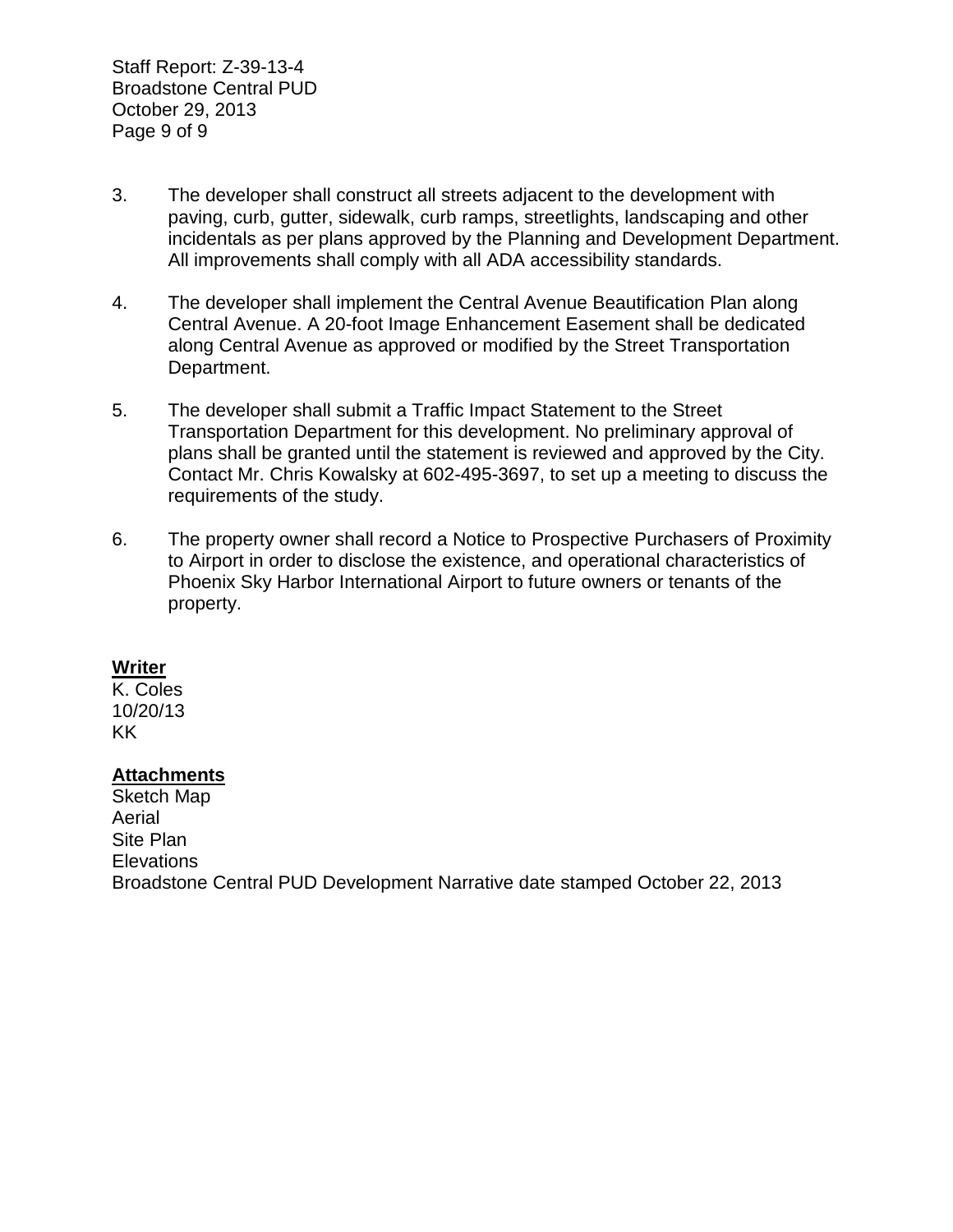3. The developer shall construct all streets adjacent to the development with paving, curb, gutter, sidewalk, curb ramps, streetlights, landscaping and other incidentals as per plans approved by the Planning and Development Department. All improvements shall comply with all ADA accessibility standards.

4. The developer shall implement the Central Avenue Beautification Plan along Central Avenue. A 20-foot Image Enhancement Easement shall be dedicated along Central Avenue as approved or modified by the Street Transportation Department.

5. The developer shall submit a Traffic Impact Statement to the Street Transportation Department for this development. No preliminary approval of plans shall be granted until the statement is reviewed and approved by the City. Contact Mr. Chris Kowalsky at 602-495-3697, to set up a meeting to discuss the requirements of the study.

6. The property owner shall record a Notice to Prospective Purchasers of Proximity to Airport in order to disclose the existence, and operational characteristics of Phoenix Sky Harbor International Airport to future owners or tenants of the property.

**Writer**

K. Coles
10/20/13
KK

**Attachments**

Sketch Map
Aerial
Site Plan
Elevations
Broadstone Central PUD Development Narrative date stamped October 22, 2013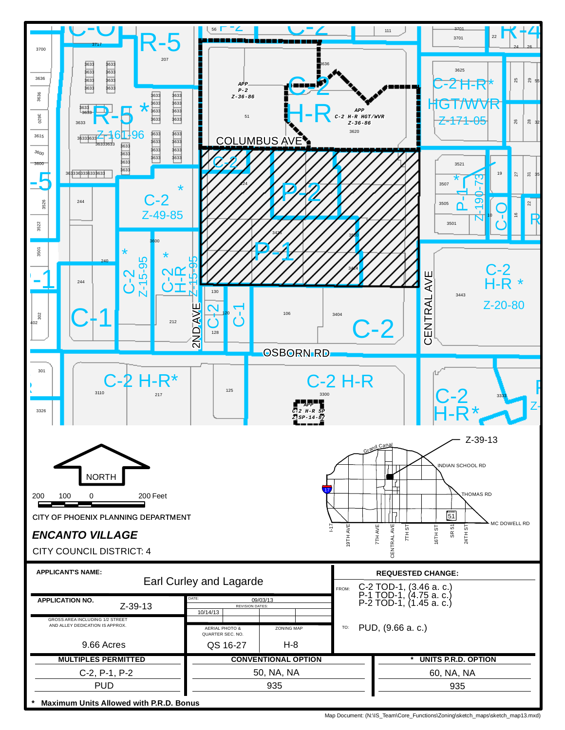NORTH

200 100 0 200 Feet

CITY OF PHOENIX PLANNING DEPARTMENT

***ENCANTO VILLAGE***

CITY COUNCIL DISTRICT: 4

| APPLICANT'S NAME: | Earl Curley and Lagarde | |
|---|---|---|
| APPLICATION NO. | Z-39-13 | DATE: 09/03/13 REVISION DATES: 10/14/13 |
| GROSS AREA INCLUDING 1/2 STREET AND ALLEY DEDICATION IS APPROX. | AERIAL PHOTO & QUARTER SEC. NO. | ZONING MAP |
| 9.66 Acres | QS 16-27 | H-8 |

**REQUESTED CHANGE:**

FROM: C-2 TOD-1, (3.46 a. c.)
P-1 TOD-1, (4.75 a. c.)
P-2 TOD-1, (1.45 a. c.)

TO: PUD, (9.66 a. c.)

| MULTIPLES PERMITTED | CONVENTIONAL OPTION | * UNITS P.R.D. OPTION |
|---|---|---|
| C-2, P-1, P-2 | 50, NA, NA | 60, NA, NA |
| PUD | 935 | 935 |

* **Maximum Units Allowed with P.R.D. Bonus**

Map Document: (N:\IS_Team\Core_Functions\Zoning\sketch_maps\sketch_map13.mxd)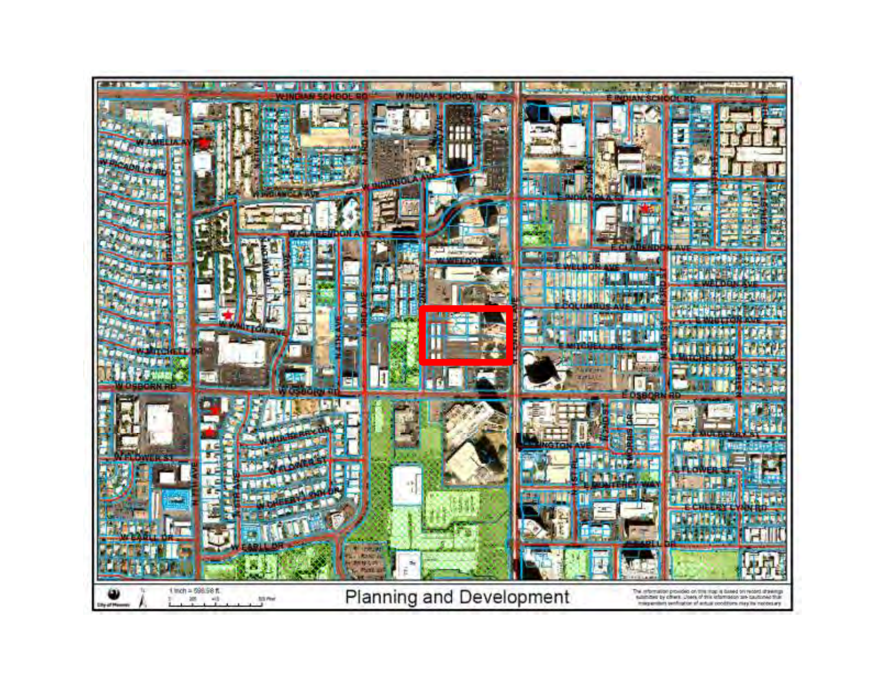Planning and Development

1 inch = 598.98 ft

The information provided on this map is based on record drawings submitted by others. Users of this information are cautioned that independent verification of actual conditions may be necessary.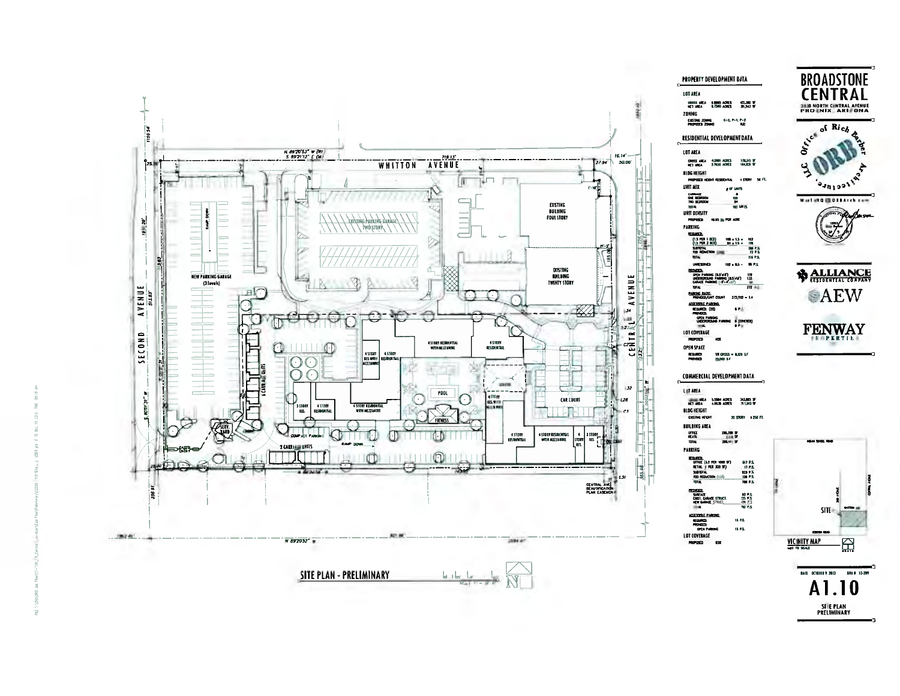# BROADSTONE CENTRAL

3800 NORTH CENTRAL AVENUE
PHOENIX, ARIZONA

Office of Rich Barber Architecture, LLC — ORB

ALLIANCE RESIDENTIAL COMPANY

AEW

FENWAY PROPERTIES

## PROPERTY DEVELOPMENT DATA

**LOT AREA**

| | | |
|---|---|---|
| GROSS AREA | 9.8865 ACRES | 422,385 SF |
| NET AREA | 8.7540 ACRES | 381,343 SF |

**ZONING**

| | |
|---|---|
| EXISTING ZONING | C-2, P-1, P-2 |
| PROPOSED ZONING | PUD |

## RESIDENTIAL DEVELOPMENT DATA

**LOT AREA**

| | | |
|---|---|---|
| GROSS AREA | 4.0981 ACRES | 178,513 SF |
| NET AREA | 3.7835 ACRES | 164,809 SF |

**BLDG HEIGHT**

PROPOSED HEIGHT RESIDENTIAL — 4 STORY 56 FT.

**UNIT MIX**

| | # OF UNITS |
|---|---|
| CARRIAGE | 8 |
| ONE BEDROOM | 100 |
| TWO BEDROOM | 84 |
| TOTAL | 192 UNITS |

**UNIT DENSITY**

PROPOSED — 46.85 DU PER ACRE

**PARKING**

REQUIRED:

| | | |
|---|---|---|
| (1.5 PER 1 BED) | 108 x 1.5 = | 162 |
| (1.5 PER 2 BED) | 84 x 1.5 = | 126 |
| SUBTOTAL | | 288 P.S. |
| TOD REDUCTION (25%) | | 72 P.S. |
| TOTAL | | 216 P.S. |
| UNRESERVED | 192 x 0.5 = | 96 P.S. |

PROVIDED:

| | |
|---|---|
| OPEN PARKING (8.5'x18') | 119 |
| UNDERGROUND PARKING (8.5'x18') | 133 |
| GARAGE PARKING (12'-4"x20') | 20 |
| TOTAL | 272 P.S. |

PARKING RATIO: PROVIDED/UNIT COUNT 272/192 = 1.4

ACCESSIBLE PARKING:

REQUIRED (2%) — 6 P.S.

PROVIDED:

| | |
|---|---|
| OPEN PARKING | |
| UNDERGROUND PARKING | 6 (COVERED) |
| TOTAL | 8 P.S. |

**LOT COVERAGE**

PROPOSED — 46%

**OPEN SPACE**

| | |
|---|---|
| REQUIRED | 5% GROSS = 8,926 S.F. |
| PROVIDED | 22,000 S.F. |

## COMMERCIAL DEVELOPMENT DATA

**LOT AREA**

| | | |
|---|---|---|
| GROSS AREA | 5.5904 ACRES | 243,885 SF |
| NET AREA | 4.9535 ACRES | 217,813 SF |

**BLDG HEIGHT**

EXISTING HEIGHT — 20 STORY ± 250 FT.

**BUILDING AREA**

| | |
|---|---|
| OFFICE | 286,288 SF |
| RETAIL | 3,153 SF |
| TOTAL | 289,441 SF |

**PARKING**

REQUIRED:

| | |
|---|---|
| OFFICE (3.3 PER 1000 SF) | 917 P.S. |
| RETAIL (1 PER 300 SF) | 11 P.S. |
| SUBTOTAL | 928 P.S. |
| TOD REDUCTION (15%) | 139 P.S. |
| TOTAL | 789 P.S. |

PROVIDED:

| | |
|---|---|
| SURFACE | 93 P.S. |
| EXIST. GARAGE STRUCT. | 725 P.S. |
| NEW GARAGE STRUCT. | 174 P.S. |
| TOTAL | 792 P.S. |

ACCESSIBLE PARKING:

REQUIRED: 16 P.S.

PROVIDED: OPEN PARKING 16 P.S.

**LOT COVERAGE**

PROPOSED — 85%

VICINITY MAP — NOT TO SCALE

DATE: OCTOBER 9 2013 — ORB # 13-209

# A1.10

SITE PLAN PRELIMINARY

## SITE PLAN - PRELIMINARY

SCALE: 1" = 30'-0"

WHITTON AVENUE — SECOND AVENUE — CENTRAL AVENUE

EXISTING PARKING GARAGE TWO STORY — EXISTING BUILDING FOUR STORY — EXISTING BUILDING TWENTY STORY — NEW PARKING GARAGE (3 levels) — RAMP DOWN — 6 CARRIAGE UNITS — 2 CARRIAGE UNITS — 4 STORY RES WITH MEZZANINE — 4 STORY RESIDENTIAL — 4 STORY RESIDENTIAL WITH MEZZANINE — 3 STORY RES. — POOL — FITNESS — LOBBY — CAR COURT — COMPACT PARKING — SERV. YARD — GATED ENTRY — CENTRAL AVE BEAUTIFICATION PLAN EASEMENT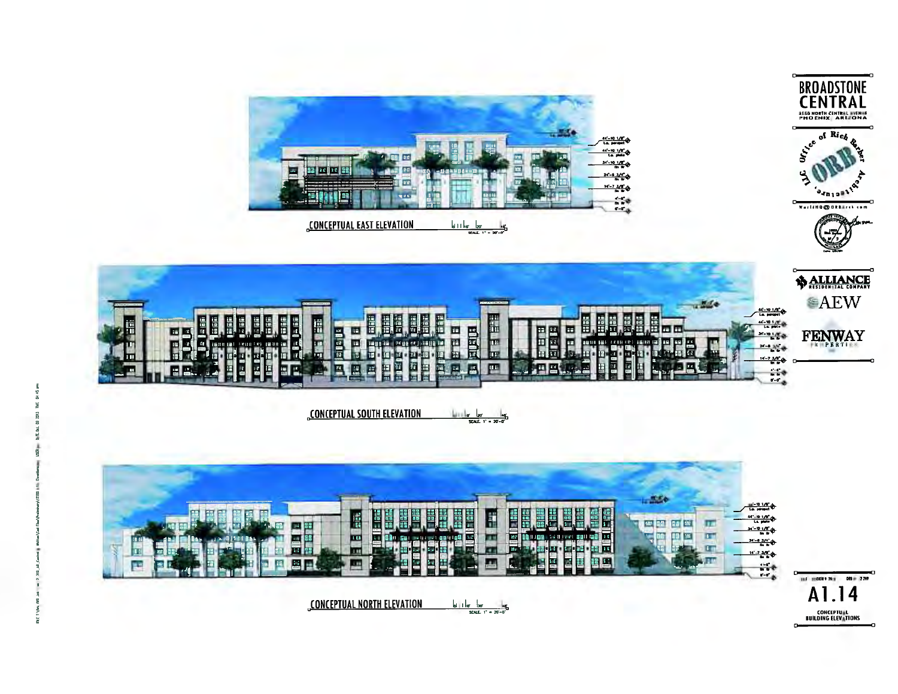BROADSTONE CENTRAL

3550 NORTH CENTRAL AVENUE
PHOENIX, ARIZONA

Office of Rich Barber Architecture, LLC

ORB

WorldHQ@ORBarch.com

ALLIANCE RESIDENTIAL COMPANY

AEW

FENWAY PROPERTIES

44'-10 1/8" T.o. parapet

44'-10 1/8" T.o. plate

34'-10 1/8" fin flr

24'-8 3/4" fin flr

14'-7 3/8" fin flr

4'-6" fin flr

0'-0"

CONCEPTUAL EAST ELEVATION

SCALE: 1" = 20'-0"

CONCEPTUAL SOUTH ELEVATION

SCALE: 1" = 20'-0"

CONCEPTUAL NORTH ELEVATION

SCALE: 1" = 20'-0"

A1.14

CONCEPTUAL BUILDING ELEVATIONS